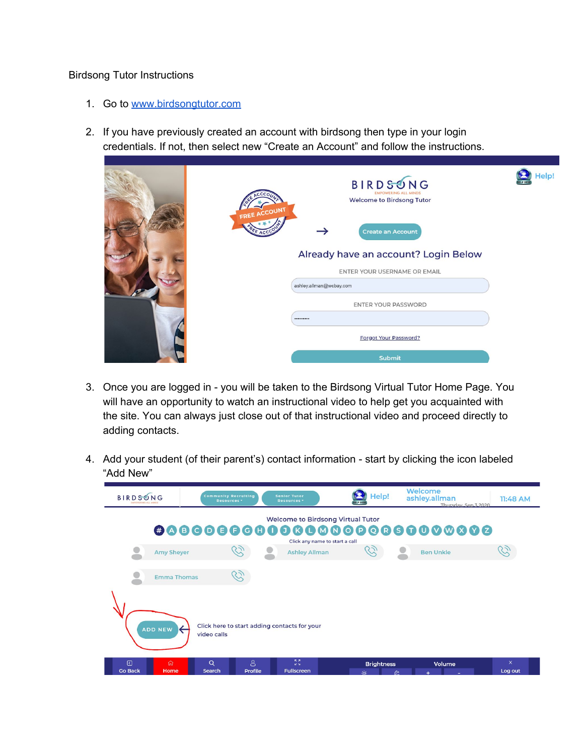Birdsong Tutor Instructions

1. Go to [www.birdsongtutor.com](http://www.birdsongtutor.com)

2. If you have previously created an account with birdsong then type in your login credentials. If not, then select new "Create an Account" and follow the instructions.

3. Once you are logged in - you will be taken to the Birdsong Virtual Tutor Home Page. You will have an opportunity to watch an instructional video to help get you acquainted with the site. You can always just close out of that instructional video and proceed directly to adding contacts.

4. Add your student (of their parent's) contact information - start by clicking the icon labeled "Add New"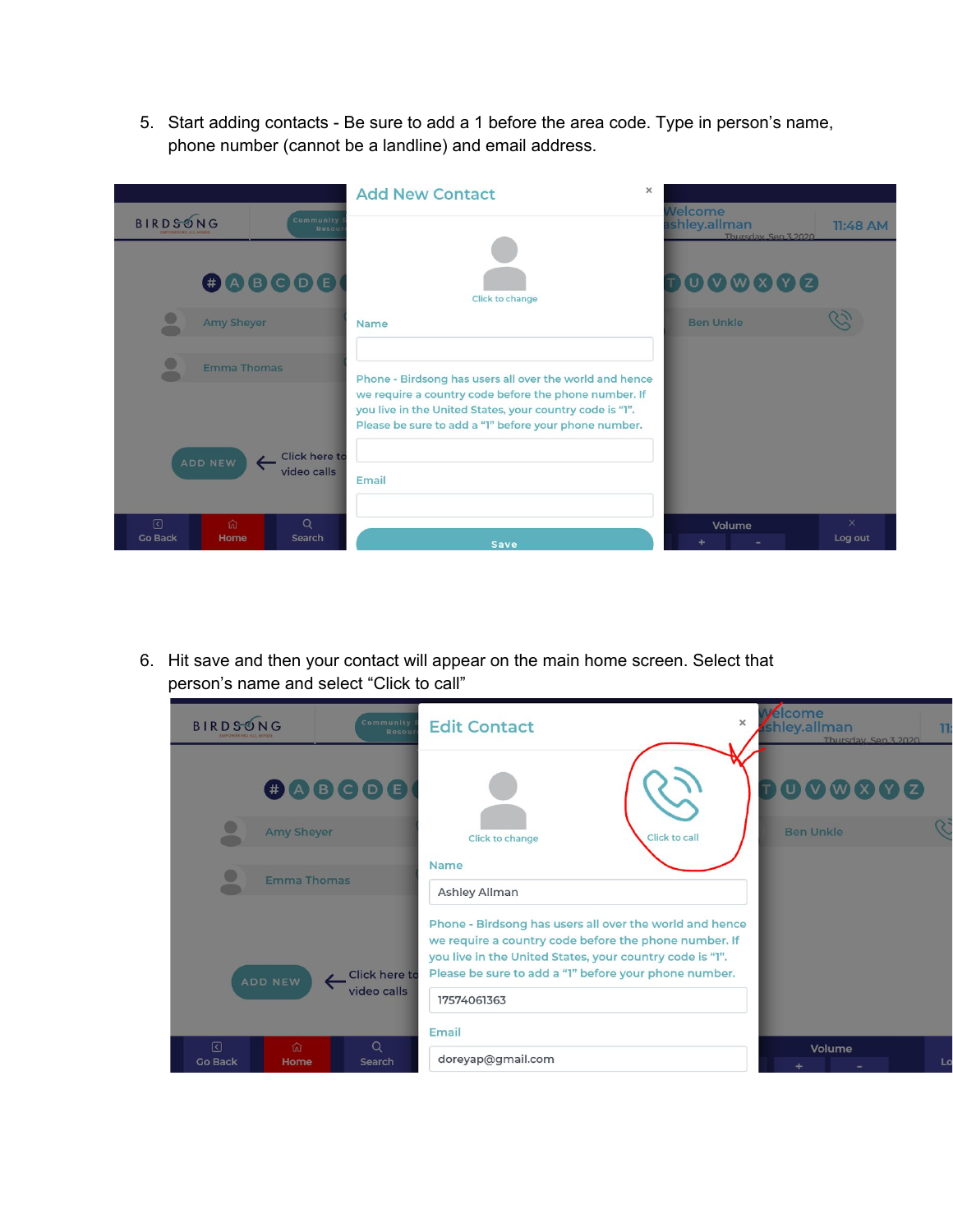5. Start adding contacts - Be sure to add a 1 before the area code. Type in person's name, phone number (cannot be a landline) and email address.

6. Hit save and then your contact will appear on the main home screen. Select that person's name and select "Click to call"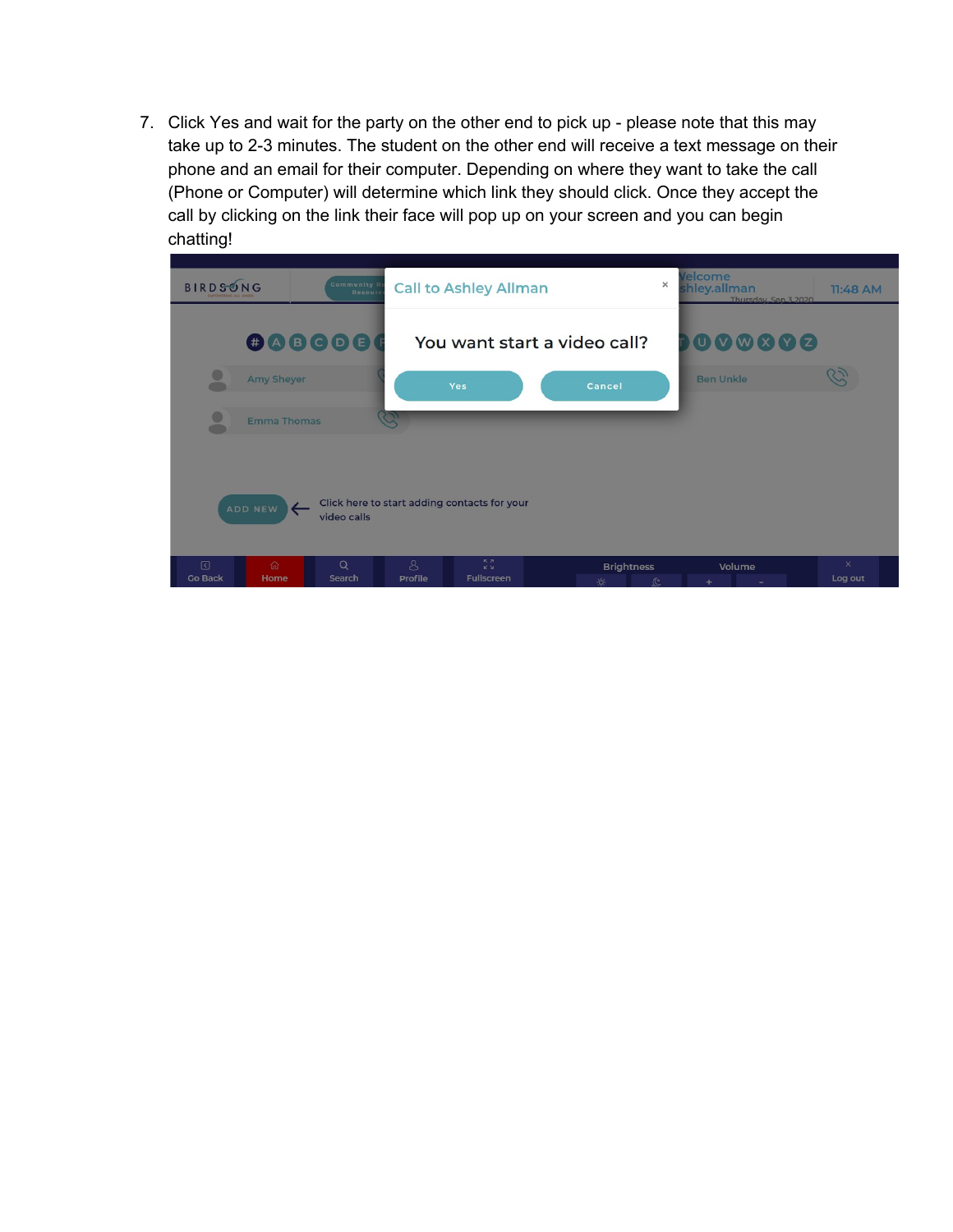7. Click Yes and wait for the party on the other end to pick up - please note that this may take up to 2-3 minutes. The student on the other end will receive a text message on their phone and an email for their computer. Depending on where they want to take the call (Phone or Computer) will determine which link they should click. Once they accept the call by clicking on the link their face will pop up on your screen and you can begin chatting!